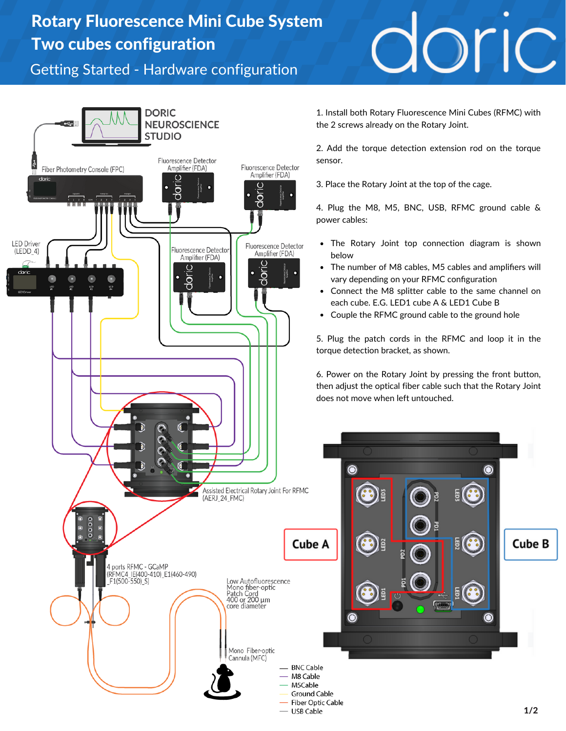# Rotary Fluorescence Mini Cube System
# Two cubes configuration

## Getting Started - Hardware configuration

DORIC NEUROSCIENCE STUDIO

Fiber Photometry Console (FPC)

Fluorescence Detector Amplifier (FDA)

Fluorescence Detector Amplifier (FDA)

LED Driver (LEDD_4)

Fluorescence Detector Amplifier (FDA)

Fluorescence Detector Amplifier (FDA)

Assisted Electrical Rotary Joint For RFMC (AERJ_24_FMC)

4 ports RFMC - GCaMP (RFMC4_IE(400-410)_E1(460-490)_F1(500-550)_S)

Low Autofluorescence Mono fiber-optic Patch Cord 400 or 200 µm core diameter

Mono Fiber-optic Cannula (MFC)

— BNC Cable
— M8 Cable
— M5Cable
— Ground Cable
— Fiber Optic Cable
— USB Cable

1. Install both Rotary Fluorescence Mini Cubes (RFMC) with the 2 screws already on the Rotary Joint.

2. Add the torque detection extension rod on the torque sensor.

3. Place the Rotary Joint at the top of the cage.

4. Plug the M8, M5, BNC, USB, RFMC ground cable & power cables:

- The Rotary Joint top connection diagram is shown below
- The number of M8 cables, M5 cables and amplifiers will vary depending on your RFMC configuration
- Connect the M8 splitter cable to the same channel on each cube. E.G. LED1 cube A & LED1 Cube B
- Couple the RFMC ground cable to the ground hole

5. Plug the patch cords in the RFMC and loop it in the torque detection bracket, as shown.

6. Power on the Rotary Joint by pressing the front button, then adjust the optical fiber cable such that the Rotary Joint does not move when left untouched.

Cube A

Cube B

LED3, LED2, LED1, PD2, PD1, PD2, PD1, LED3, LED2, LED1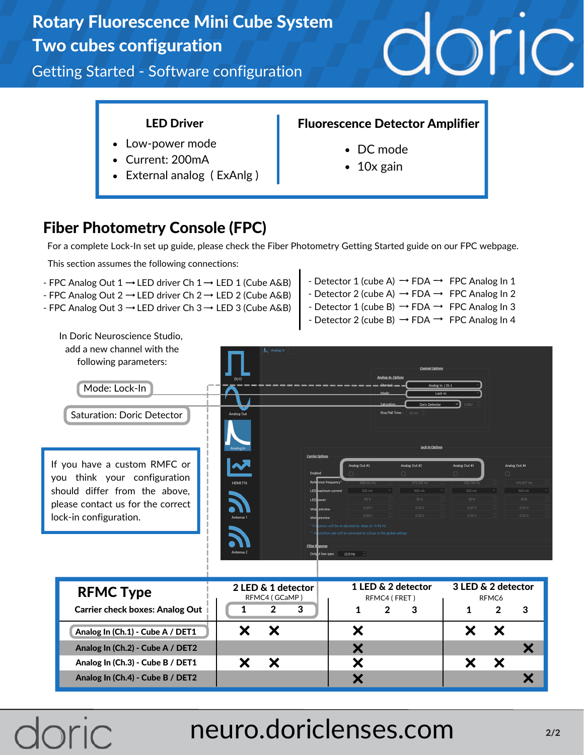# Rotary Fluorescence Mini Cube System
# Two cubes configuration
## Getting Started - Software configuration

**LED Driver**

- Low-power mode
- Current: 200mA
- External analog ( ExAnlg )

**Fluorescence Detector Amplifier**

- DC mode
- 10x gain

## Fiber Photometry Console (FPC)

For a complete Lock-In set up guide, please check the Fiber Photometry Getting Started guide on our FPC webpage.

This section assumes the following connections:

- FPC Analog Out 1 ⟶ LED driver Ch 1 ⟶ LED 1 (Cube A&B)
- FPC Analog Out 2 ⟶ LED driver Ch 2 ⟶ LED 2 (Cube A&B)
- FPC Analog Out 3 ⟶ LED driver Ch 3 ⟶ LED 3 (Cube A&B)

- Detector 1 (cube A) ⟶ FDA ⟶ FPC Analog In 1
- Detector 2 (cube A) ⟶ FDA ⟶ FPC Analog In 2
- Detector 1 (cube B) ⟶ FDA ⟶ FPC Analog In 3
- Detector 2 (cube B) ⟶ FDA ⟶ FPC Analog In 4

In Doric Neuroscience Studio, add a new channel with the following parameters:

Mode: Lock-In

Saturation: Doric Detector

If you have a custom RMFC or you think your configuration should differ from the above, please contact us for the correct lock-in configuration.

| RFMC Type | 2 LED & 1 detector RFMC4 ( GCaMP ) | | | 1 LED & 2 detector RFMC4 ( FRET ) | | | 3 LED & 2 detector RFMC6 | | |
|---|---|---|---|---|---|---|---|---|---|
| **Carrier check boxes: Analog Out** | 1 | 2 | 3 | 1 | 2 | 3 | 1 | 2 | 3 |
| **Analog In (Ch.1) - Cube A / DET1** | ✕ | ✕ | | ✕ | | | ✕ | ✕ | |
| **Analog In (Ch.2) - Cube A / DET2** | | | | ✕ | | | | | ✕ |
| **Analog In (Ch.3) - Cube B / DET1** | ✕ | ✕ | | ✕ | | | ✕ | ✕ | |
| **Analog In (Ch.4) - Cube B / DET2** | | | | ✕ | | | | | ✕ |

neuro.doriclenses.com